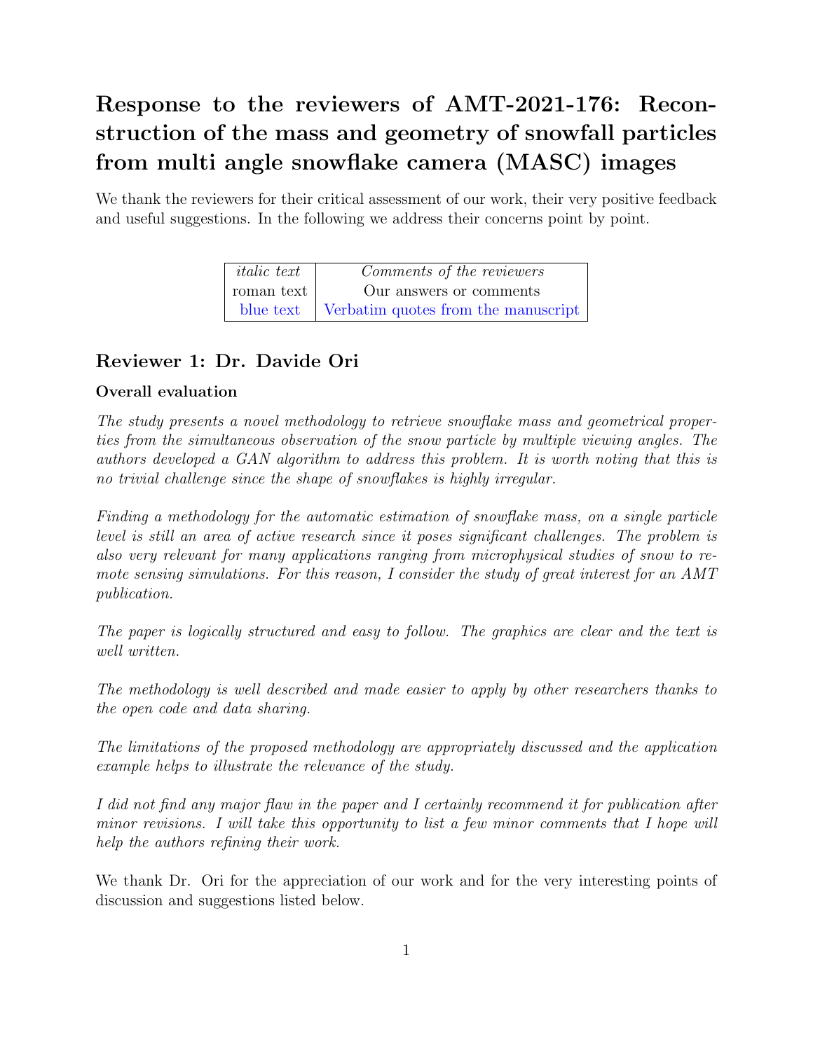# Response to the reviewers of AMT-2021-176: Reconstruction of the mass and geometry of snowfall particles from multi angle snowflake camera (MASC) images

We thank the reviewers for their critical assessment of our work, their very positive feedback and useful suggestions. In the following we address their concerns point by point.

| | |
|---|---|
| *italic text* | *Comments of the reviewers* |
| roman text | Our answers or comments |
| blue text | Verbatim quotes from the manuscript |

## Reviewer 1: Dr. Davide Ori

### Overall evaluation

*The study presents a novel methodology to retrieve snowflake mass and geometrical properties from the simultaneous observation of the snow particle by multiple viewing angles. The authors developed a GAN algorithm to address this problem. It is worth noting that this is no trivial challenge since the shape of snowflakes is highly irregular.*

*Finding a methodology for the automatic estimation of snowflake mass, on a single particle level is still an area of active research since it poses significant challenges. The problem is also very relevant for many applications ranging from microphysical studies of snow to remote sensing simulations. For this reason, I consider the study of great interest for an AMT publication.*

*The paper is logically structured and easy to follow. The graphics are clear and the text is well written.*

*The methodology is well described and made easier to apply by other researchers thanks to the open code and data sharing.*

*The limitations of the proposed methodology are appropriately discussed and the application example helps to illustrate the relevance of the study.*

*I did not find any major flaw in the paper and I certainly recommend it for publication after minor revisions. I will take this opportunity to list a few minor comments that I hope will help the authors refining their work.*

We thank Dr. Ori for the appreciation of our work and for the very interesting points of discussion and suggestions listed below.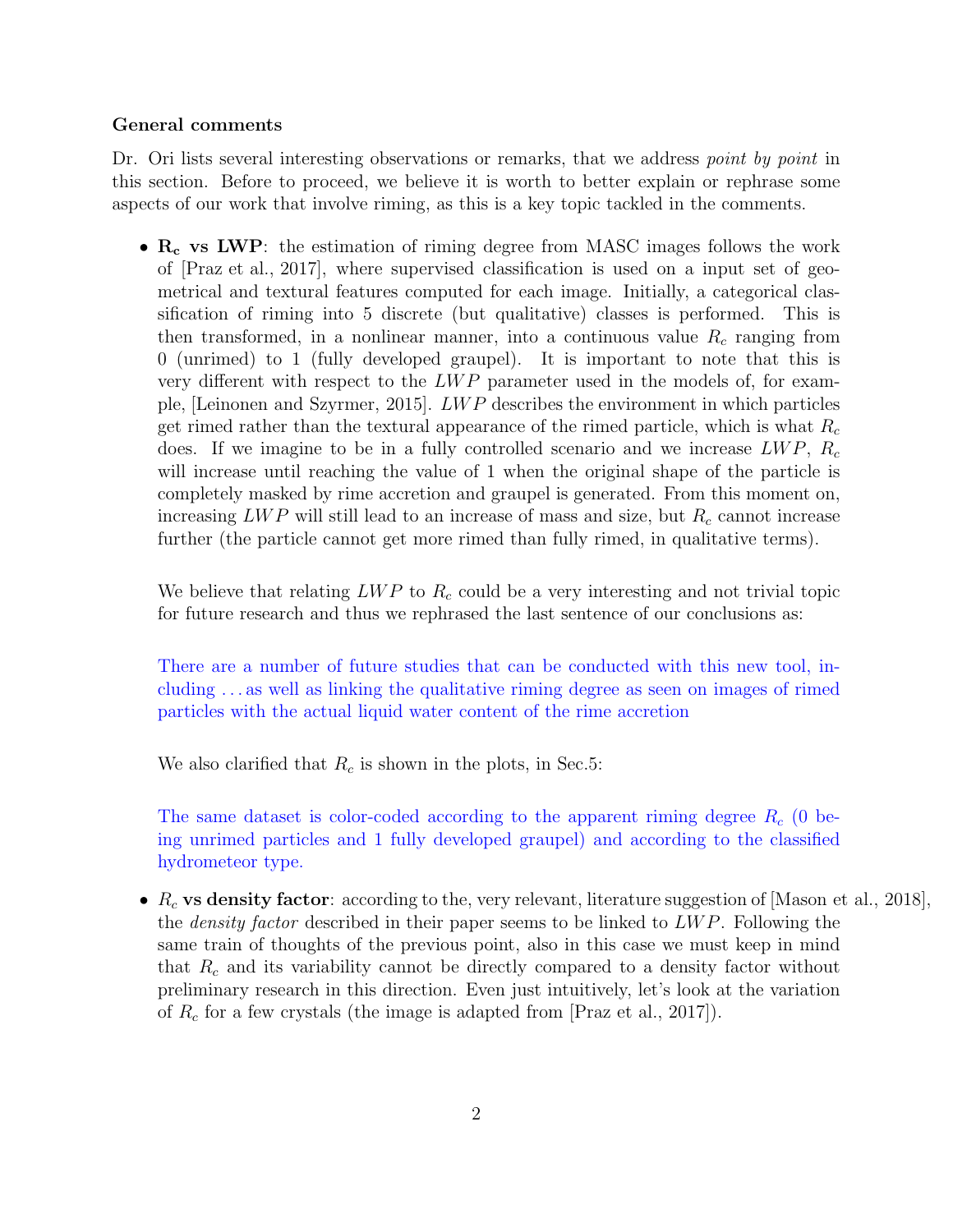### General comments

Dr. Ori lists several interesting observations or remarks, that we address *point by point* in this section. Before to proceed, we believe it is worth to better explain or rephrase some aspects of our work that involve riming, as this is a key topic tackled in the comments.

- **$R_c$ vs LWP**: the estimation of riming degree from MASC images follows the work of [Praz et al., 2017], where supervised classification is used on a input set of geometrical and textural features computed for each image. Initially, a categorical classification of riming into 5 discrete (but qualitative) classes is performed. This is then transformed, in a nonlinear manner, into a continuous value $R_c$ ranging from 0 (unrimed) to 1 (fully developed graupel). It is important to note that this is very different with respect to the $LWP$ parameter used in the models of, for example, [Leinonen and Szyrmer, 2015]. $LWP$ describes the environment in which particles get rimed rather than the textural appearance of the rimed particle, which is what $R_c$ does. If we imagine to be in a fully controlled scenario and we increase $LWP$, $R_c$ will increase until reaching the value of 1 when the original shape of the particle is completely masked by rime accretion and graupel is generated. From this moment on, increasing $LWP$ will still lead to an increase of mass and size, but $R_c$ cannot increase further (the particle cannot get more rimed than fully rimed, in qualitative terms).

  We believe that relating $LWP$ to $R_c$ could be a very interesting and not trivial topic for future research and thus we rephrased the last sentence of our conclusions as:

  There are a number of future studies that can be conducted with this new tool, including ... as well as linking the qualitative riming degree as seen on images of rimed particles with the actual liquid water content of the rime accretion

  We also clarified that $R_c$ is shown in the plots, in Sec.5:

  The same dataset is color-coded according to the apparent riming degree $R_c$ (0 being unrimed particles and 1 fully developed graupel) and according to the classified hydrometeor type.

- **$R_c$ vs density factor**: according to the, very relevant, literature suggestion of [Mason et al., 2018], the *density factor* described in their paper seems to be linked to $LWP$. Following the same train of thoughts of the previous point, also in this case we must keep in mind that $R_c$ and its variability cannot be directly compared to a density factor without preliminary research in this direction. Even just intuitively, let's look at the variation of $R_c$ for a few crystals (the image is adapted from [Praz et al., 2017]).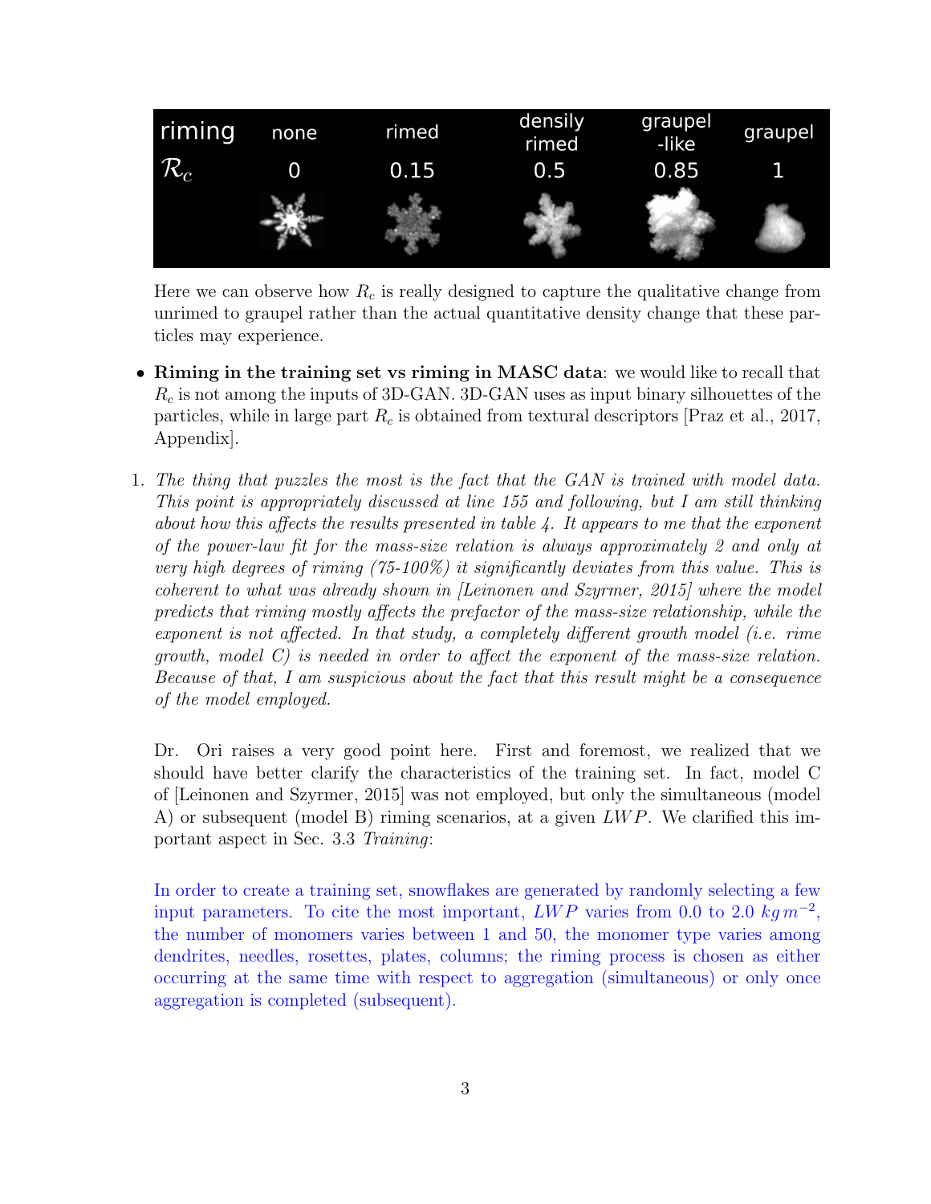riming none rimed densily rimed graupel-like graupel

$\mathcal{R}_c$ 0 0.15 0.5 0.85 1

Here we can observe how $R_c$ is really designed to capture the qualitative change from unrimed to graupel rather than the actual quantitative density change that these particles may experience.

- **Riming in the training set vs riming in MASC data**: we would like to recall that $R_c$ is not among the inputs of 3D-GAN. 3D-GAN uses as input binary silhouettes of the particles, while in large part $R_c$ is obtained from textural descriptors [Praz et al., 2017, Appendix].

1. *The thing that puzzles the most is the fact that the GAN is trained with model data. This point is appropriately discussed at line 155 and following, but I am still thinking about how this affects the results presented in table 4. It appears to me that the exponent of the power-law fit for the mass-size relation is always approximately 2 and only at very high degrees of riming (75-100%) it significantly deviates from this value. This is coherent to what was already shown in [Leinonen and Szyrmer, 2015] where the model predicts that riming mostly affects the prefactor of the mass-size relationship, while the exponent is not affected. In that study, a completely different growth model (i.e. rime growth, model C) is needed in order to affect the exponent of the mass-size relation. Because of that, I am suspicious about the fact that this result might be a consequence of the model employed.*

   Dr. Ori raises a very good point here. First and foremost, we realized that we should have better clarify the characteristics of the training set. In fact, model C of [Leinonen and Szyrmer, 2015] was not employed, but only the simultaneous (model A) or subsequent (model B) riming scenarios, at a given $LWP$. We clarified this important aspect in Sec. 3.3 *Training*:

   In order to create a training set, snowflakes are generated by randomly selecting a few input parameters. To cite the most important, $LWP$ varies from 0.0 to 2.0 $kg\,m^{-2}$, the number of monomers varies between 1 and 50, the monomer type varies among dendrites, needles, rosettes, plates, columns; the riming process is chosen as either occurring at the same time with respect to aggregation (simultaneous) or only once aggregation is completed (subsequent).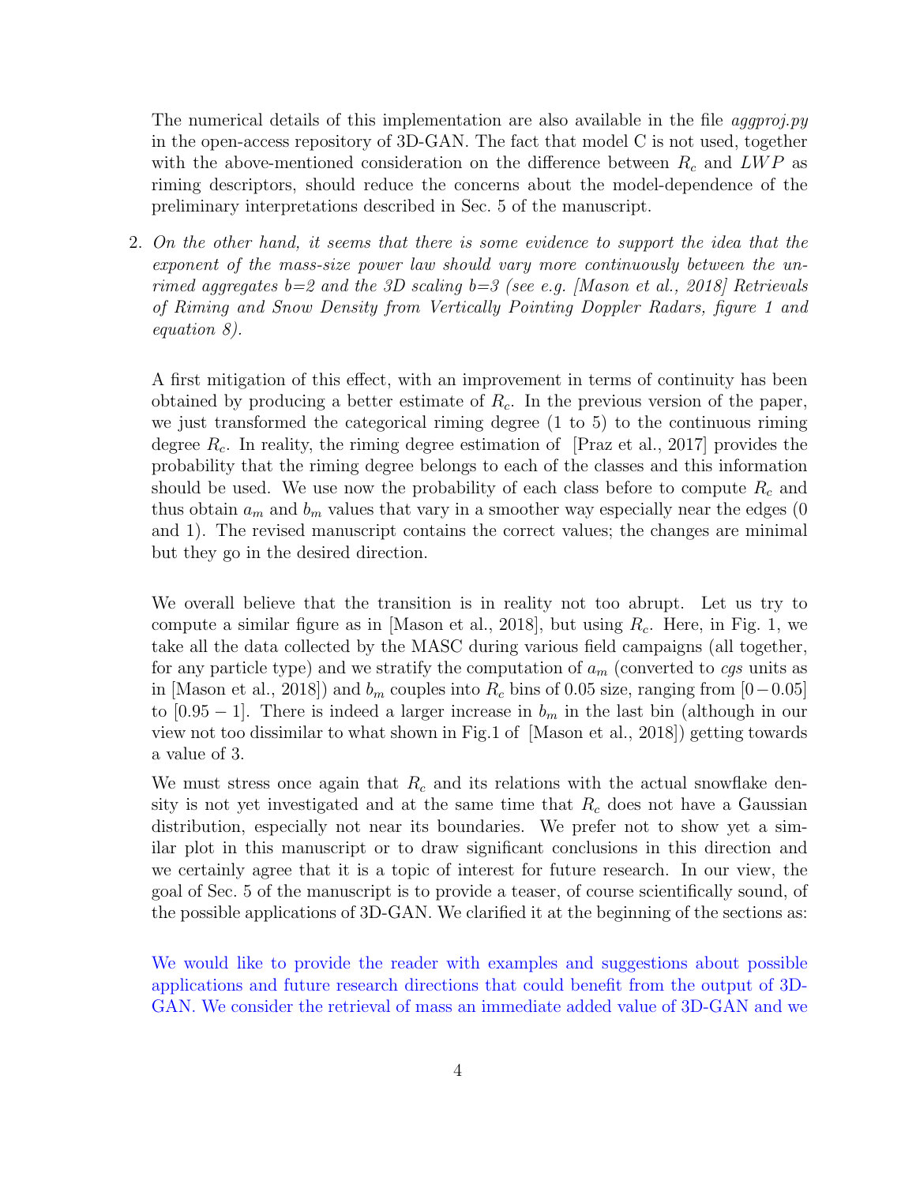The numerical details of this implementation are also available in the file *aggproj.py* in the open-access repository of 3D-GAN. The fact that model C is not used, together with the above-mentioned consideration on the difference between $R_c$ and $LWP$ as riming descriptors, should reduce the concerns about the model-dependence of the preliminary interpretations described in Sec. 5 of the manuscript.

2. *On the other hand, it seems that there is some evidence to support the idea that the exponent of the mass-size power law should vary more continuously between the unrimed aggregates b=2 and the 3D scaling b=3 (see e.g. [Mason et al., 2018] Retrievals of Riming and Snow Density from Vertically Pointing Doppler Radars, figure 1 and equation 8).*

   A first mitigation of this effect, with an improvement in terms of continuity has been obtained by producing a better estimate of $R_c$. In the previous version of the paper, we just transformed the categorical riming degree (1 to 5) to the continuous riming degree $R_c$. In reality, the riming degree estimation of [Praz et al., 2017] provides the probability that the riming degree belongs to each of the classes and this information should be used. We use now the probability of each class before to compute $R_c$ and thus obtain $a_m$ and $b_m$ values that vary in a smoother way especially near the edges (0 and 1). The revised manuscript contains the correct values; the changes are minimal but they go in the desired direction.

   We overall believe that the transition is in reality not too abrupt. Let us try to compute a similar figure as in [Mason et al., 2018], but using $R_c$. Here, in Fig. 1, we take all the data collected by the MASC during various field campaigns (all together, for any particle type) and we stratify the computation of $a_m$ (converted to *cgs* units as in [Mason et al., 2018]) and $b_m$ couples into $R_c$ bins of 0.05 size, ranging from $[0-0.05]$ to $[0.95-1]$. There is indeed a larger increase in $b_m$ in the last bin (although in our view not too dissimilar to what shown in Fig.1 of [Mason et al., 2018]) getting towards a value of 3.

   We must stress once again that $R_c$ and its relations with the actual snowflake density is not yet investigated and at the same time that $R_c$ does not have a Gaussian distribution, especially not near its boundaries. We prefer not to show yet a similar plot in this manuscript or to draw significant conclusions in this direction and we certainly agree that it is a topic of interest for future research. In our view, the goal of Sec. 5 of the manuscript is to provide a teaser, of course scientifically sound, of the possible applications of 3D-GAN. We clarified it at the beginning of the sections as:

   We would like to provide the reader with examples and suggestions about possible applications and future research directions that could benefit from the output of 3D-GAN. We consider the retrieval of mass an immediate added value of 3D-GAN and we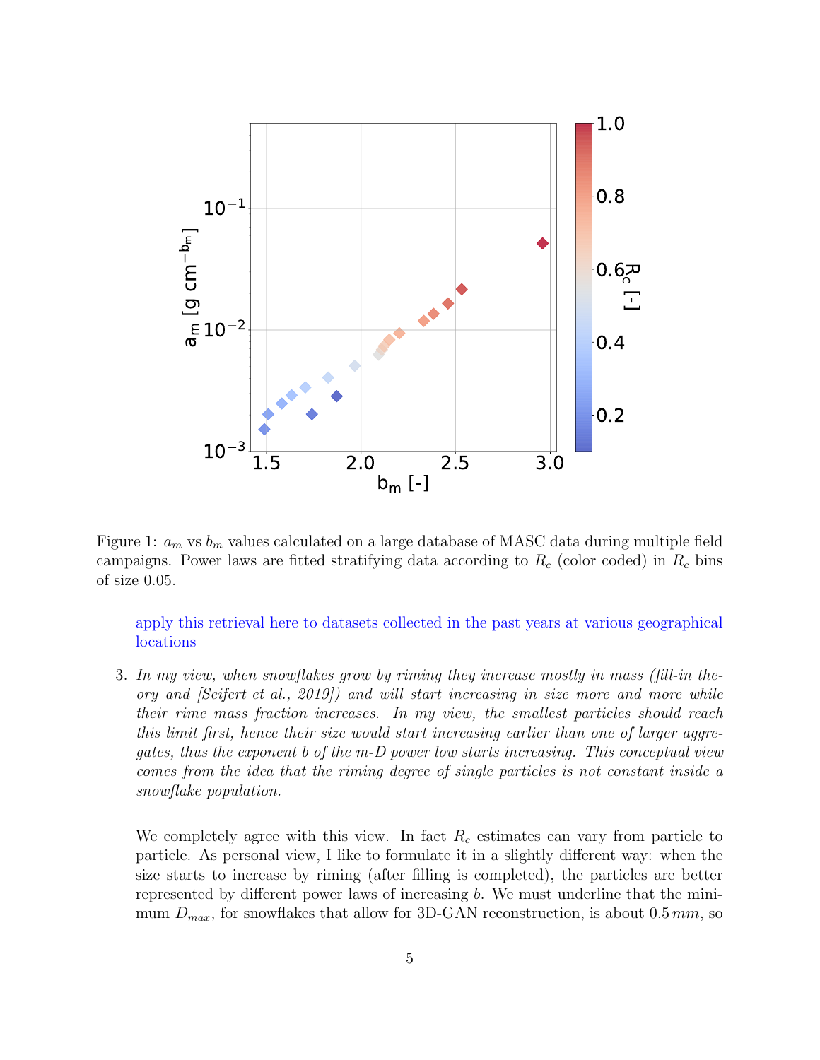$a_m$ [g cm$^{-b_m}$]

$10^{-1}$

$10^{-2}$

$10^{-3}$

1.5 2.0 2.5 3.0

$b_m$ [-]

$R_c$ [-]

1.0 0.8 0.6 0.4 0.2

Figure 1: $a_m$ vs $b_m$ values calculated on a large database of MASC data during multiple field campaigns. Power laws are fitted stratifying data according to $R_c$ (color coded) in $R_c$ bins of size 0.05.

apply this retrieval here to datasets collected in the past years at various geographical locations

3. *In my view, when snowflakes grow by riming they increase mostly in mass (fill-in theory and [Seifert et al., 2019]) and will start increasing in size more and more while their rime mass fraction increases. In my view, the smallest particles should reach this limit first, hence their size would start increasing earlier than one of larger aggregates, thus the exponent b of the m-D power low starts increasing. This conceptual view comes from the idea that the riming degree of single particles is not constant inside a snowflake population.*

We completely agree with this view. In fact $R_c$ estimates can vary from particle to particle. As personal view, I like to formulate it in a slightly different way: when the size starts to increase by riming (after filling is completed), the particles are better represented by different power laws of increasing $b$. We must underline that the minimum $D_{max}$, for snowflakes that allow for 3D-GAN reconstruction, is about $0.5\,mm$, so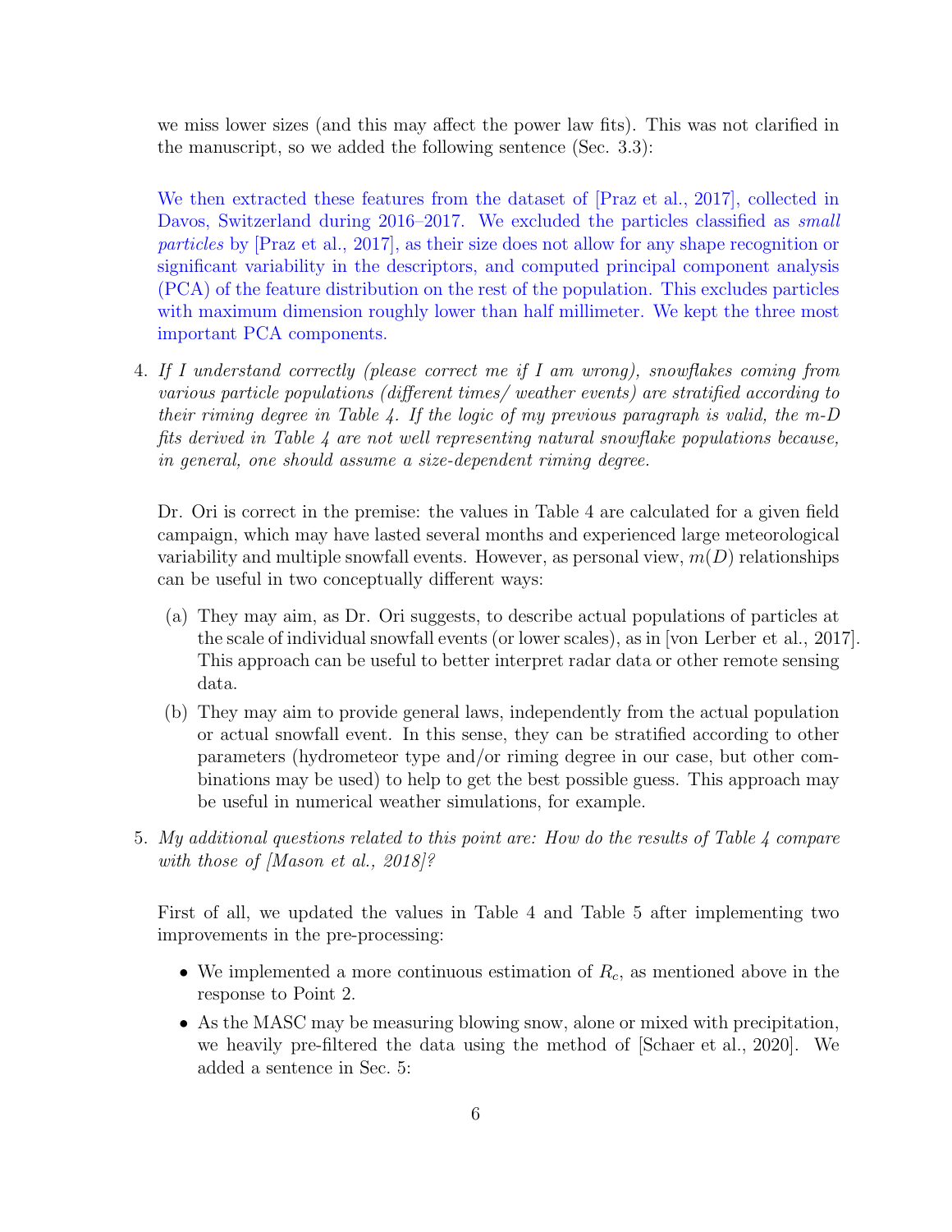we miss lower sizes (and this may affect the power law fits). This was not clarified in the manuscript, so we added the following sentence (Sec. 3.3):

We then extracted these features from the dataset of [Praz et al., 2017], collected in Davos, Switzerland during 2016–2017. We excluded the particles classified as *small particles* by [Praz et al., 2017], as their size does not allow for any shape recognition or significant variability in the descriptors, and computed principal component analysis (PCA) of the feature distribution on the rest of the population. This excludes particles with maximum dimension roughly lower than half millimeter. We kept the three most important PCA components.

4. *If I understand correctly (please correct me if I am wrong), snowflakes coming from various particle populations (different times/ weather events) are stratified according to their riming degree in Table 4. If the logic of my previous paragraph is valid, the m-D fits derived in Table 4 are not well representing natural snowflake populations because, in general, one should assume a size-dependent riming degree.*

   Dr. Ori is correct in the premise: the values in Table 4 are calculated for a given field campaign, which may have lasted several months and experienced large meteorological variability and multiple snowfall events. However, as personal view, $m(D)$ relationships can be useful in two conceptually different ways:

   (a) They may aim, as Dr. Ori suggests, to describe actual populations of particles at the scale of individual snowfall events (or lower scales), as in [von Lerber et al., 2017]. This approach can be useful to better interpret radar data or other remote sensing data.

   (b) They may aim to provide general laws, independently from the actual population or actual snowfall event. In this sense, they can be stratified according to other parameters (hydrometeor type and/or riming degree in our case, but other combinations may be used) to help to get the best possible guess. This approach may be useful in numerical weather simulations, for example.

5. *My additional questions related to this point are: How do the results of Table 4 compare with those of [Mason et al., 2018]?*

   First of all, we updated the values in Table 4 and Table 5 after implementing two improvements in the pre-processing:

   - We implemented a more continuous estimation of $R_c$, as mentioned above in the response to Point 2.
   - As the MASC may be measuring blowing snow, alone or mixed with precipitation, we heavily pre-filtered the data using the method of [Schaer et al., 2020]. We added a sentence in Sec. 5: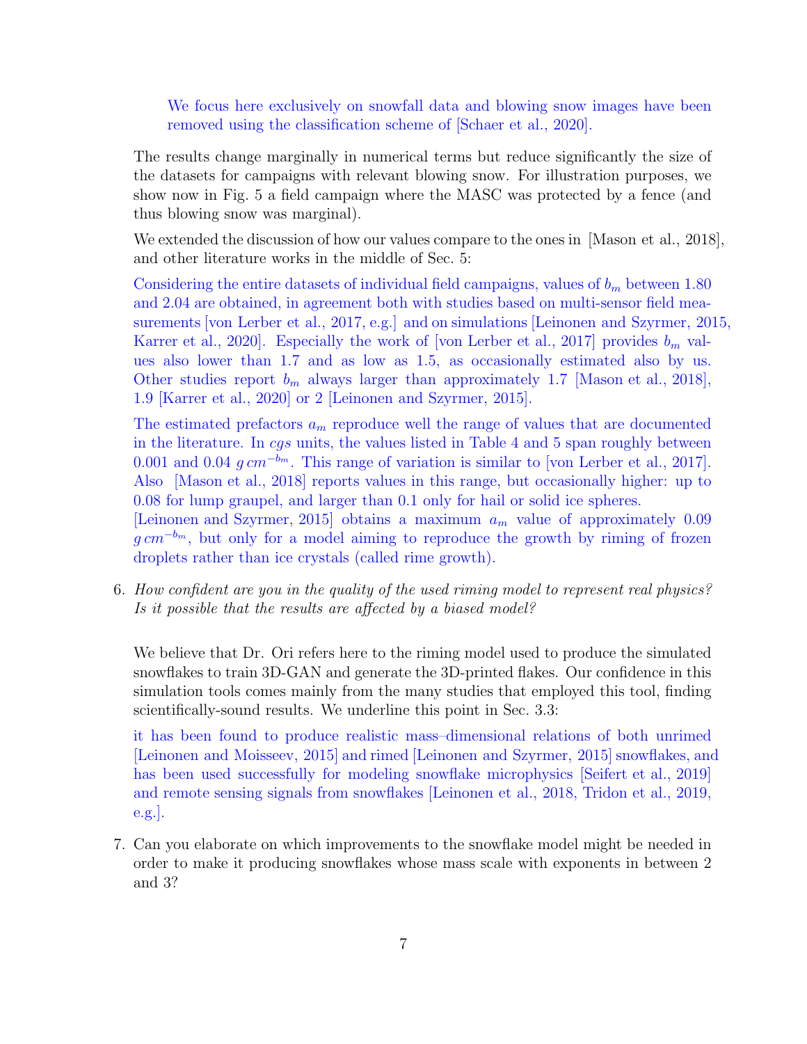> We focus here exclusively on snowfall data and blowing snow images have been removed using the classification scheme of [Schaer et al., 2020].

The results change marginally in numerical terms but reduce significantly the size of the datasets for campaigns with relevant blowing snow. For illustration purposes, we show now in Fig. 5 a field campaign where the MASC was protected by a fence (and thus blowing snow was marginal).

We extended the discussion of how our values compare to the ones in [Mason et al., 2018], and other literature works in the middle of Sec. 5:

Considering the entire datasets of individual field campaigns, values of $b_m$ between 1.80 and 2.04 are obtained, in agreement both with studies based on multi-sensor field measurements [von Lerber et al., 2017, e.g.] and on simulations [Leinonen and Szyrmer, 2015, Karrer et al., 2020]. Especially the work of [von Lerber et al., 2017] provides $b_m$ values also lower than 1.7 and as low as 1.5, as occasionally estimated also by us. Other studies report $b_m$ always larger than approximately 1.7 [Mason et al., 2018], 1.9 [Karrer et al., 2020] or 2 [Leinonen and Szyrmer, 2015].

The estimated prefactors $a_m$ reproduce well the range of values that are documented in the literature. In *cgs* units, the values listed in Table 4 and 5 span roughly between 0.001 and 0.04 $g\,cm^{-b_m}$. This range of variation is similar to [von Lerber et al., 2017]. Also [Mason et al., 2018] reports values in this range, but occasionally higher: up to 0.08 for lump graupel, and larger than 0.1 only for hail or solid ice spheres. [Leinonen and Szyrmer, 2015] obtains a maximum $a_m$ value of approximately 0.09 $g\,cm^{-b_m}$, but only for a model aiming to reproduce the growth by riming of frozen droplets rather than ice crystals (called rime growth).

6. *How confident are you in the quality of the used riming model to represent real physics? Is it possible that the results are affected by a biased model?*

We believe that Dr. Ori refers here to the riming model used to produce the simulated snowflakes to train 3D-GAN and generate the 3D-printed flakes. Our confidence in this simulation tools comes mainly from the many studies that employed this tool, finding scientifically-sound results. We underline this point in Sec. 3.3:

> it has been found to produce realistic mass–dimensional relations of both unrimed [Leinonen and Moisseev, 2015] and rimed [Leinonen and Szyrmer, 2015] snowflakes, and has been used successfully for modeling snowflake microphysics [Seifert et al., 2019] and remote sensing signals from snowflakes [Leinonen et al., 2018, Tridon et al., 2019, e.g.].

7. Can you elaborate on which improvements to the snowflake model might be needed in order to make it producing snowflakes whose mass scale with exponents in between 2 and 3?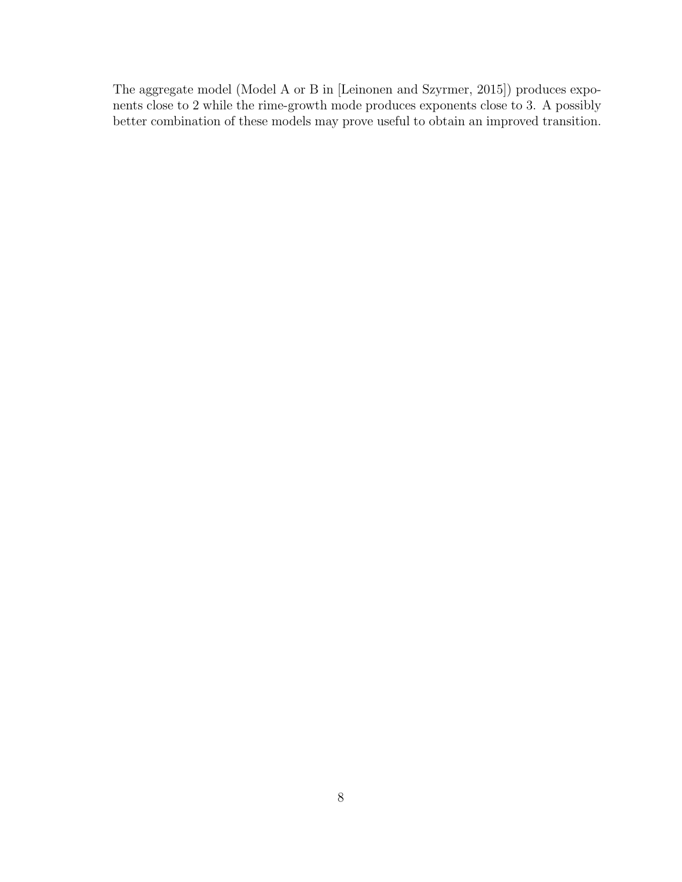The aggregate model (Model A or B in [Leinonen and Szyrmer, 2015]) produces exponents close to 2 while the rime-growth mode produces exponents close to 3. A possibly better combination of these models may prove useful to obtain an improved transition.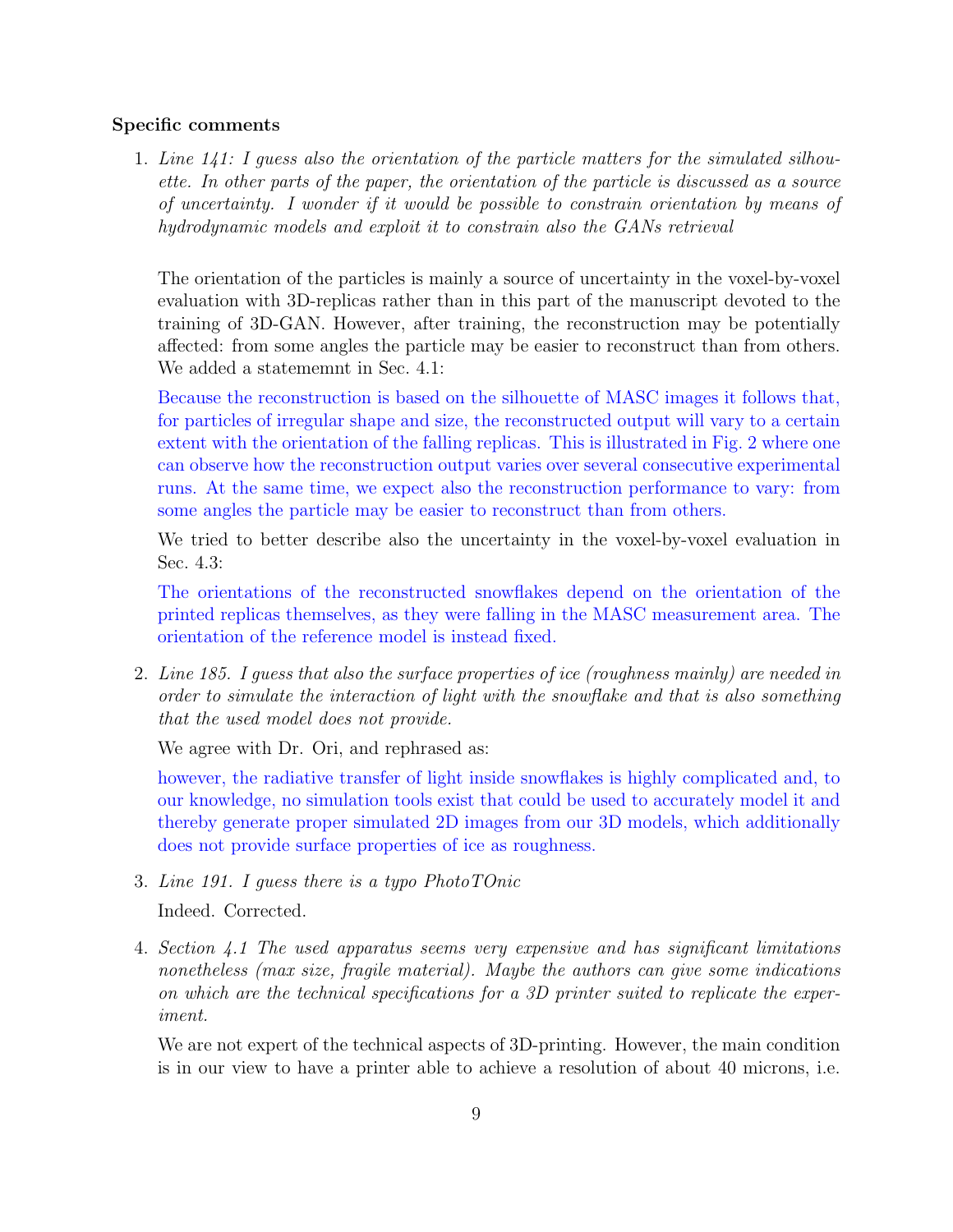**Specific comments**

1. *Line 141: I guess also the orientation of the particle matters for the simulated silhouette. In other parts of the paper, the orientation of the particle is discussed as a source of uncertainty. I wonder if it would be possible to constrain orientation by means of hydrodynamic models and exploit it to constrain also the GANs retrieval*

   The orientation of the particles is mainly a source of uncertainty in the voxel-by-voxel evaluation with 3D-replicas rather than in this part of the manuscript devoted to the training of 3D-GAN. However, after training, the reconstruction may be potentially affected: from some angles the particle may be easier to reconstruct than from others. We added a statememnt in Sec. 4.1:

   Because the reconstruction is based on the silhouette of MASC images it follows that, for particles of irregular shape and size, the reconstructed output will vary to a certain extent with the orientation of the falling replicas. This is illustrated in Fig. 2 where one can observe how the reconstruction output varies over several consecutive experimental runs. At the same time, we expect also the reconstruction performance to vary: from some angles the particle may be easier to reconstruct than from others.

   We tried to better describe also the uncertainty in the voxel-by-voxel evaluation in Sec. 4.3:

   The orientations of the reconstructed snowflakes depend on the orientation of the printed replicas themselves, as they were falling in the MASC measurement area. The orientation of the reference model is instead fixed.

2. *Line 185. I guess that also the surface properties of ice (roughness mainly) are needed in order to simulate the interaction of light with the snowflake and that is also something that the used model does not provide.*

   We agree with Dr. Ori, and rephrased as:

   however, the radiative transfer of light inside snowflakes is highly complicated and, to our knowledge, no simulation tools exist that could be used to accurately model it and thereby generate proper simulated 2D images from our 3D models, which additionally does not provide surface properties of ice as roughness.

3. *Line 191. I guess there is a typo PhotoTOnic*

   Indeed. Corrected.

4. *Section 4.1 The used apparatus seems very expensive and has significant limitations nonetheless (max size, fragile material). Maybe the authors can give some indications on which are the technical specifications for a 3D printer suited to replicate the experiment.*

   We are not expert of the technical aspects of 3D-printing. However, the main condition is in our view to have a printer able to achieve a resolution of about 40 microns, i.e.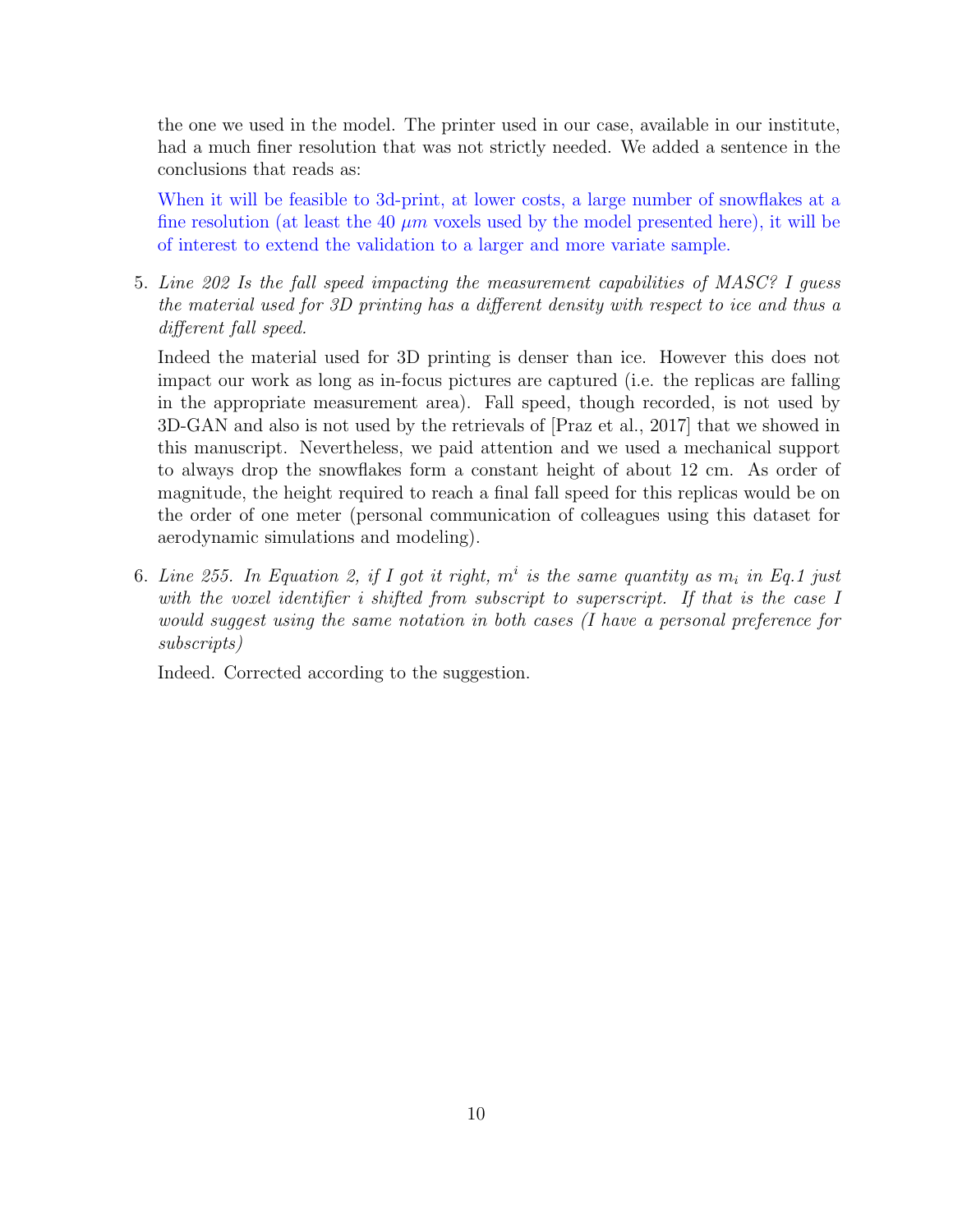the one we used in the model. The printer used in our case, available in our institute, had a much finer resolution that was not strictly needed. We added a sentence in the conclusions that reads as:

When it will be feasible to 3d-print, at lower costs, a large number of snowflakes at a fine resolution (at least the 40 $\mu m$ voxels used by the model presented here), it will be of interest to extend the validation to a larger and more variate sample.

5. *Line 202 Is the fall speed impacting the measurement capabilities of MASC? I guess the material used for 3D printing has a different density with respect to ice and thus a different fall speed.*

   Indeed the material used for 3D printing is denser than ice. However this does not impact our work as long as in-focus pictures are captured (i.e. the replicas are falling in the appropriate measurement area). Fall speed, though recorded, is not used by 3D-GAN and also is not used by the retrievals of [Praz et al., 2017] that we showed in this manuscript. Nevertheless, we paid attention and we used a mechanical support to always drop the snowflakes form a constant height of about 12 cm. As order of magnitude, the height required to reach a final fall speed for this replicas would be on the order of one meter (personal communication of colleagues using this dataset for aerodynamic simulations and modeling).

6. *Line 255. In Equation 2, if I got it right, $m^i$ is the same quantity as $m_i$ in Eq.1 just with the voxel identifier $i$ shifted from subscript to superscript. If that is the case I would suggest using the same notation in both cases (I have a personal preference for subscripts)*

   Indeed. Corrected according to the suggestion.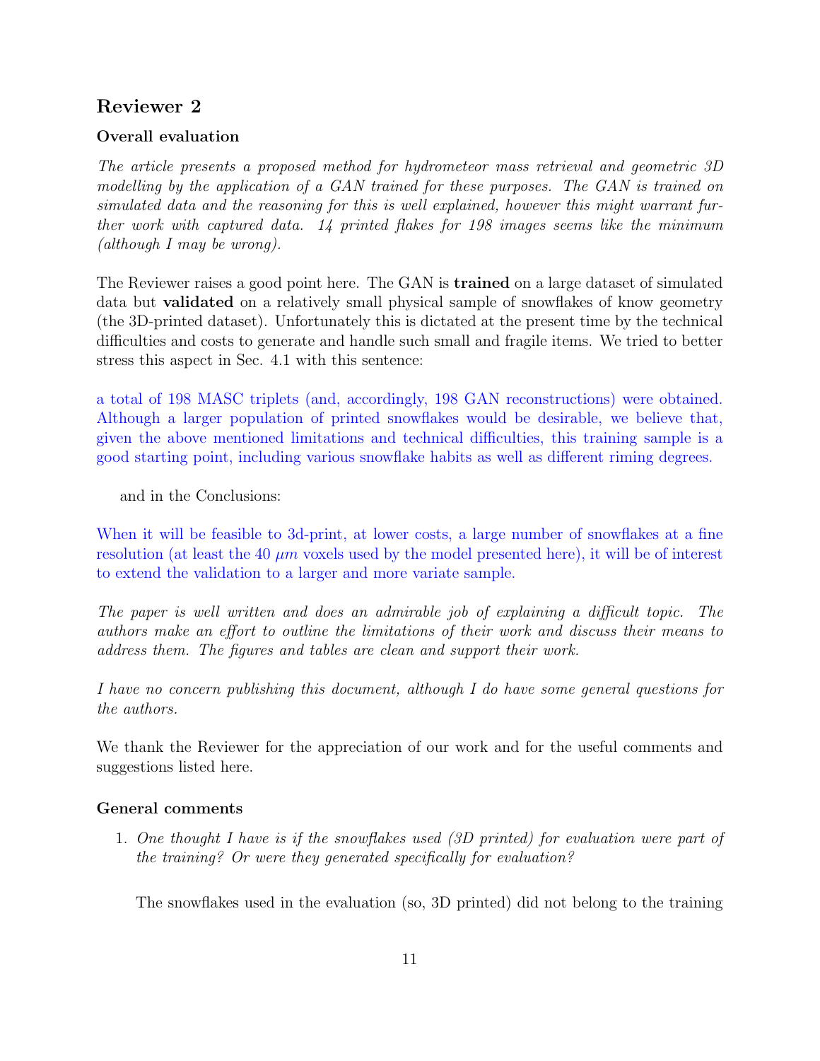## Reviewer 2

### Overall evaluation

*The article presents a proposed method for hydrometeor mass retrieval and geometric 3D modelling by the application of a GAN trained for these purposes. The GAN is trained on simulated data and the reasoning for this is well explained, however this might warrant further work with captured data. 14 printed flakes for 198 images seems like the minimum (although I may be wrong).*

The Reviewer raises a good point here. The GAN is **trained** on a large dataset of simulated data but **validated** on a relatively small physical sample of snowflakes of know geometry (the 3D-printed dataset). Unfortunately this is dictated at the present time by the technical difficulties and costs to generate and handle such small and fragile items. We tried to better stress this aspect in Sec. 4.1 with this sentence:

a total of 198 MASC triplets (and, accordingly, 198 GAN reconstructions) were obtained. Although a larger population of printed snowflakes would be desirable, we believe that, given the above mentioned limitations and technical difficulties, this training sample is a good starting point, including various snowflake habits as well as different riming degrees.

and in the Conclusions:

When it will be feasible to 3d-print, at lower costs, a large number of snowflakes at a fine resolution (at least the 40 $\mu m$ voxels used by the model presented here), it will be of interest to extend the validation to a larger and more variate sample.

*The paper is well written and does an admirable job of explaining a difficult topic. The authors make an effort to outline the limitations of their work and discuss their means to address them. The figures and tables are clean and support their work.*

*I have no concern publishing this document, although I do have some general questions for the authors.*

We thank the Reviewer for the appreciation of our work and for the useful comments and suggestions listed here.

### General comments

1. *One thought I have is if the snowflakes used (3D printed) for evaluation were part of the training? Or were they generated specifically for evaluation?*

   The snowflakes used in the evaluation (so, 3D printed) did not belong to the training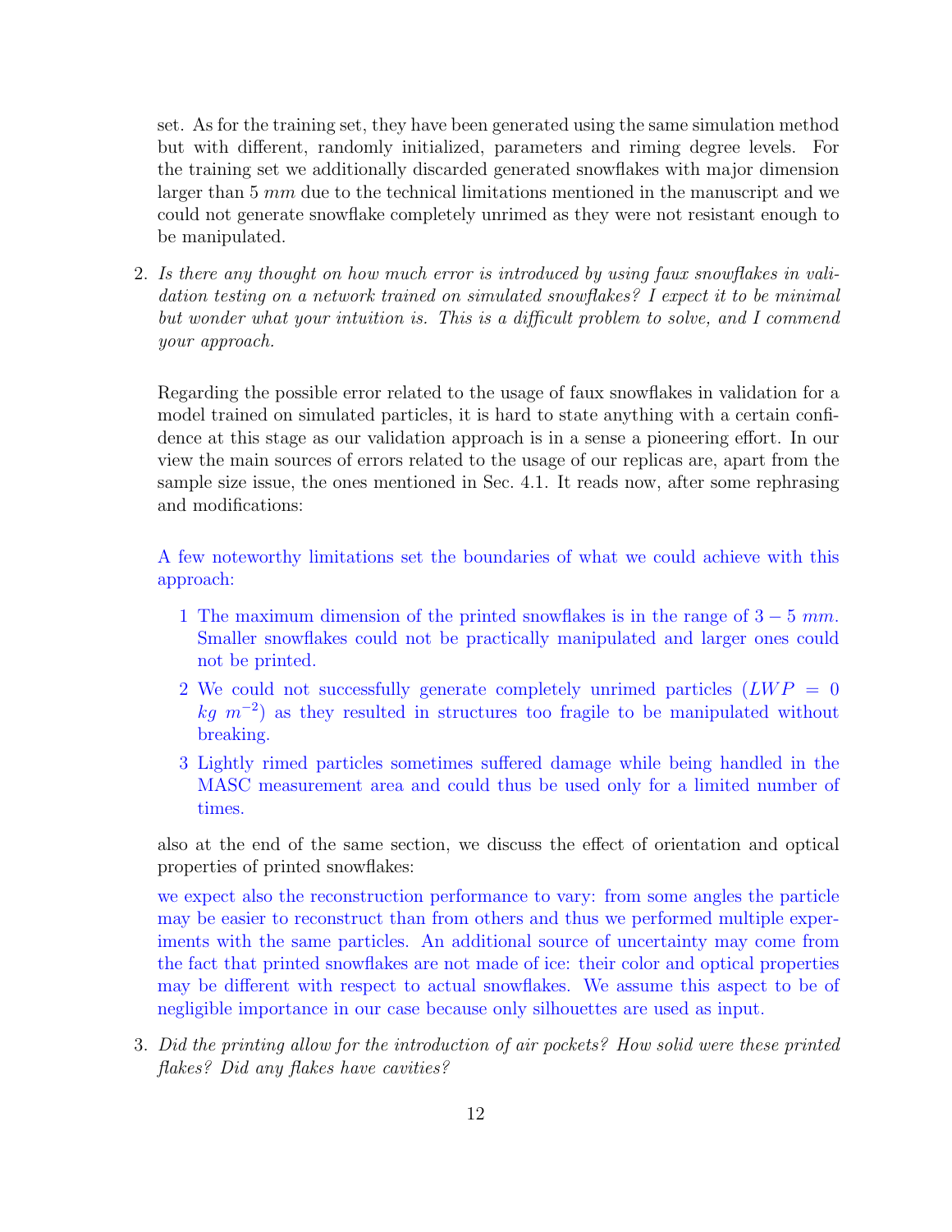set. As for the training set, they have been generated using the same simulation method but with different, randomly initialized, parameters and riming degree levels. For the training set we additionally discarded generated snowflakes with major dimension larger than 5 $mm$ due to the technical limitations mentioned in the manuscript and we could not generate snowflake completely unrimed as they were not resistant enough to be manipulated.

2. *Is there any thought on how much error is introduced by using faux snowflakes in validation testing on a network trained on simulated snowflakes? I expect it to be minimal but wonder what your intuition is. This is a difficult problem to solve, and I commend your approach.*

   Regarding the possible error related to the usage of faux snowflakes in validation for a model trained on simulated particles, it is hard to state anything with a certain confidence at this stage as our validation approach is in a sense a pioneering effort. In our view the main sources of errors related to the usage of our replicas are, apart from the sample size issue, the ones mentioned in Sec. 4.1. It reads now, after some rephrasing and modifications:

   A few noteworthy limitations set the boundaries of what we could achieve with this approach:

   1 The maximum dimension of the printed snowflakes is in the range of $3-5$ $mm$. Smaller snowflakes could not be practically manipulated and larger ones could not be printed.

   2 We could not successfully generate completely unrimed particles ($LWP = 0$ $kg\ m^{-2}$) as they resulted in structures too fragile to be manipulated without breaking.

   3 Lightly rimed particles sometimes suffered damage while being handled in the MASC measurement area and could thus be used only for a limited number of times.

   also at the end of the same section, we discuss the effect of orientation and optical properties of printed snowflakes:

   we expect also the reconstruction performance to vary: from some angles the particle may be easier to reconstruct than from others and thus we performed multiple experiments with the same particles. An additional source of uncertainty may come from the fact that printed snowflakes are not made of ice: their color and optical properties may be different with respect to actual snowflakes. We assume this aspect to be of negligible importance in our case because only silhouettes are used as input.

3. *Did the printing allow for the introduction of air pockets? How solid were these printed flakes? Did any flakes have cavities?*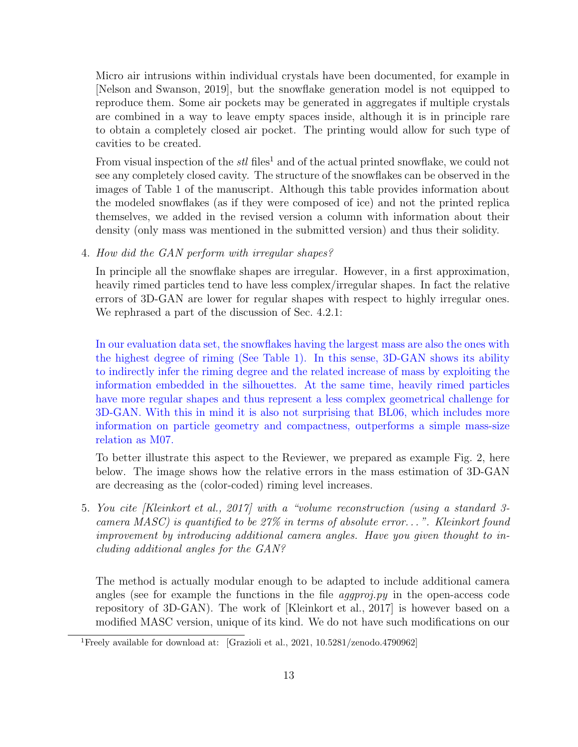Micro air intrusions within individual crystals have been documented, for example in [Nelson and Swanson, 2019], but the snowflake generation model is not equipped to reproduce them. Some air pockets may be generated in aggregates if multiple crystals are combined in a way to leave empty spaces inside, although it is in principle rare to obtain a completely closed air pocket. The printing would allow for such type of cavities to be created.

From visual inspection of the *stl* files[1] and of the actual printed snowflake, we could not see any completely closed cavity. The structure of the snowflakes can be observed in the images of Table 1 of the manuscript. Although this table provides information about the modeled snowflakes (as if they were composed of ice) and not the printed replica themselves, we added in the revised version a column with information about their density (only mass was mentioned in the submitted version) and thus their solidity.

4. *How did the GAN perform with irregular shapes?*

   In principle all the snowflake shapes are irregular. However, in a first approximation, heavily rimed particles tend to have less complex/irregular shapes. In fact the relative errors of 3D-GAN are lower for regular shapes with respect to highly irregular ones. We rephrased a part of the discussion of Sec. 4.2.1:

   In our evaluation data set, the snowflakes having the largest mass are also the ones with the highest degree of riming (See Table 1). In this sense, 3D-GAN shows its ability to indirectly infer the riming degree and the related increase of mass by exploiting the information embedded in the silhouettes. At the same time, heavily rimed particles have more regular shapes and thus represent a less complex geometrical challenge for 3D-GAN. With this in mind it is also not surprising that BL06, which includes more information on particle geometry and compactness, outperforms a simple mass-size relation as M07.

   To better illustrate this aspect to the Reviewer, we prepared as example Fig. 2, here below. The image shows how the relative errors in the mass estimation of 3D-GAN are decreasing as the (color-coded) riming level increases.

5. *You cite [Kleinkort et al., 2017] with a "volume reconstruction (using a standard 3-camera MASC) is quantified to be 27% in terms of absolute error...". Kleinkort found improvement by introducing additional camera angles. Have you given thought to including additional angles for the GAN?*

   The method is actually modular enough to be adapted to include additional camera angles (see for example the functions in the file *aggproj.py* in the open-access code repository of 3D-GAN). The work of [Kleinkort et al., 2017] is however based on a modified MASC version, unique of its kind. We do not have such modifications on our

[1] Freely available for download at: [Grazioli et al., 2021, 10.5281/zenodo.4790962]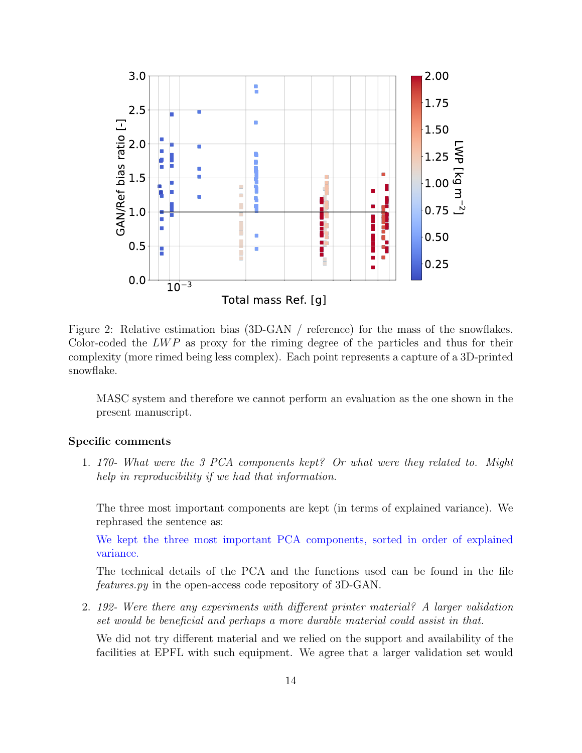3.0
2.5
2.0
1.5
1.0
0.5
0.0
GAN/Ref bias ratio [-]
$10^{-3}$
Total mass Ref. [g]
2.00
1.75
1.50
1.25
1.00
0.75
0.50
0.25
LWP [kg m$^{-2}$]

Figure 2: Relative estimation bias (3D-GAN / reference) for the mass of the snowflakes. Color-coded the $LWP$ as proxy for the riming degree of the particles and thus for their complexity (more rimed being less complex). Each point represents a capture of a 3D-printed snowflake.

MASC system and therefore we cannot perform an evaluation as the one shown in the present manuscript.

**Specific comments**

1. *170- What were the 3 PCA components kept? Or what were they related to. Might help in reproducibility if we had that information.*

   The three most important components are kept (in terms of explained variance). We rephrased the sentence as:

   We kept the three most important PCA components, sorted in order of explained variance.

   The technical details of the PCA and the functions used can be found in the file *features.py* in the open-access code repository of 3D-GAN.

2. *192- Were there any experiments with different printer material? A larger validation set would be beneficial and perhaps a more durable material could assist in that.*

   We did not try different material and we relied on the support and availability of the facilities at EPFL with such equipment. We agree that a larger validation set would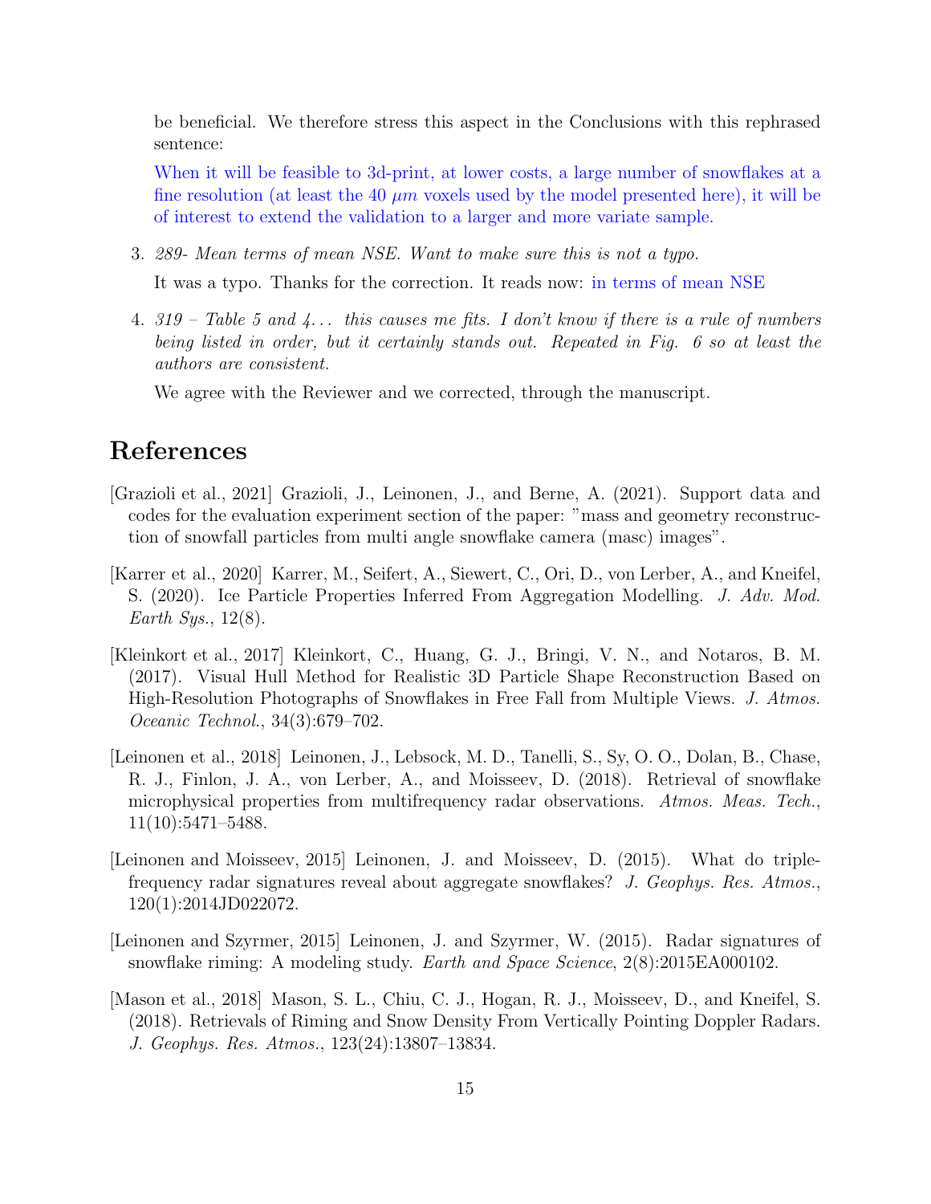be beneficial. We therefore stress this aspect in the Conclusions with this rephrased sentence:

When it will be feasible to 3d-print, at lower costs, a large number of snowflakes at a fine resolution (at least the 40 $\mu m$ voxels used by the model presented here), it will be of interest to extend the validation to a larger and more variate sample.

3. *289- Mean terms of mean NSE. Want to make sure this is not a typo.*

   It was a typo. Thanks for the correction. It reads now: in terms of mean NSE

4. *319 – Table 5 and 4. . . this causes me fits. I don't know if there is a rule of numbers being listed in order, but it certainly stands out. Repeated in Fig. 6 so at least the authors are consistent.*

   We agree with the Reviewer and we corrected, through the manuscript.

# References

[Grazioli et al., 2021] Grazioli, J., Leinonen, J., and Berne, A. (2021). Support data and codes for the evaluation experiment section of the paper: "mass and geometry reconstruction of snowfall particles from multi angle snowflake camera (masc) images".

[Karrer et al., 2020] Karrer, M., Seifert, A., Siewert, C., Ori, D., von Lerber, A., and Kneifel, S. (2020). Ice Particle Properties Inferred From Aggregation Modelling. *J. Adv. Mod. Earth Sys.*, 12(8).

[Kleinkort et al., 2017] Kleinkort, C., Huang, G. J., Bringi, V. N., and Notaros, B. M. (2017). Visual Hull Method for Realistic 3D Particle Shape Reconstruction Based on High-Resolution Photographs of Snowflakes in Free Fall from Multiple Views. *J. Atmos. Oceanic Technol.*, 34(3):679–702.

[Leinonen et al., 2018] Leinonen, J., Lebsock, M. D., Tanelli, S., Sy, O. O., Dolan, B., Chase, R. J., Finlon, J. A., von Lerber, A., and Moisseev, D. (2018). Retrieval of snowflake microphysical properties from multifrequency radar observations. *Atmos. Meas. Tech.*, 11(10):5471–5488.

[Leinonen and Moisseev, 2015] Leinonen, J. and Moisseev, D. (2015). What do triple-frequency radar signatures reveal about aggregate snowflakes? *J. Geophys. Res. Atmos.*, 120(1):2014JD022072.

[Leinonen and Szyrmer, 2015] Leinonen, J. and Szyrmer, W. (2015). Radar signatures of snowflake riming: A modeling study. *Earth and Space Science*, 2(8):2015EA000102.

[Mason et al., 2018] Mason, S. L., Chiu, C. J., Hogan, R. J., Moisseev, D., and Kneifel, S. (2018). Retrievals of Riming and Snow Density From Vertically Pointing Doppler Radars. *J. Geophys. Res. Atmos.*, 123(24):13807–13834.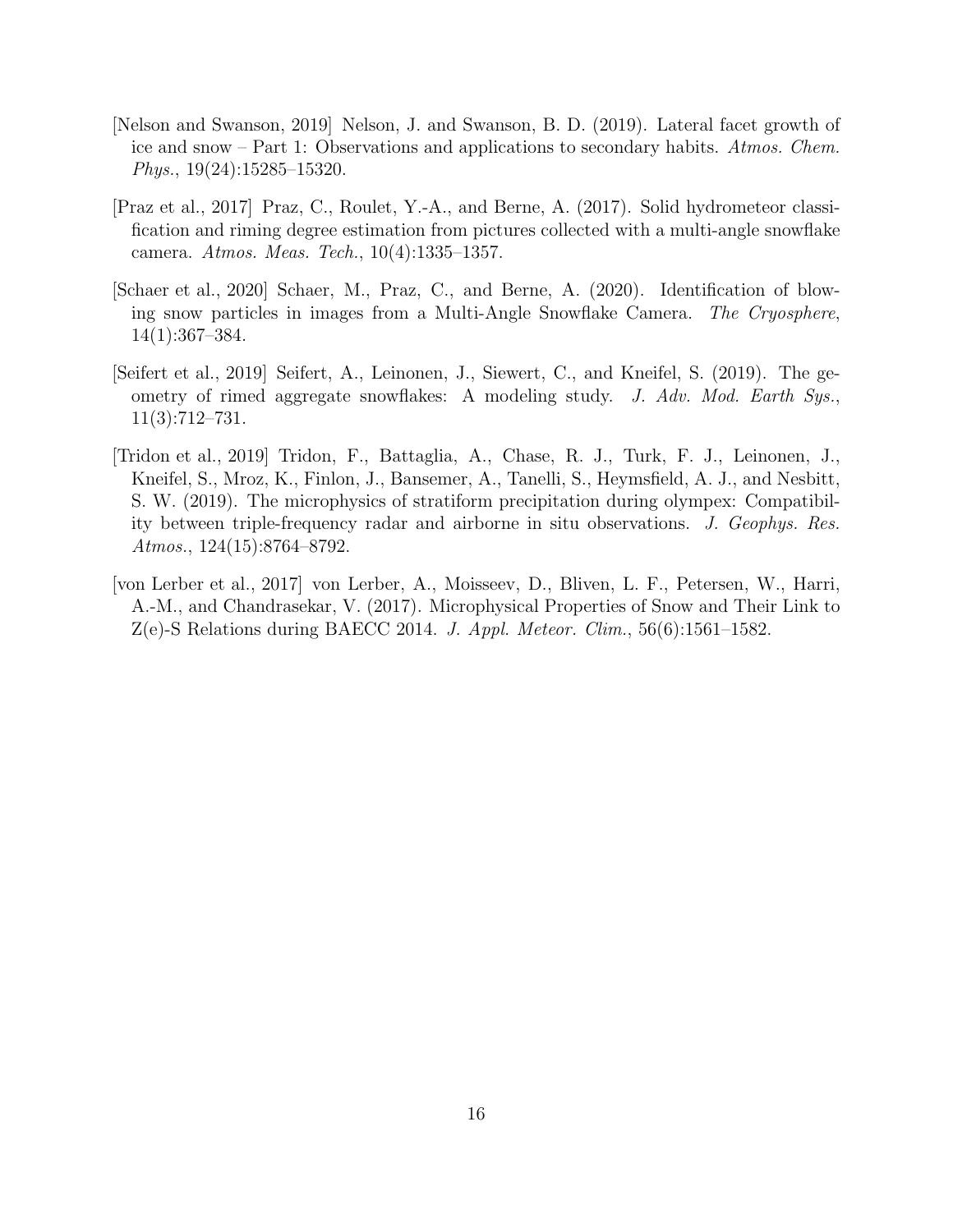[Nelson and Swanson, 2019] Nelson, J. and Swanson, B. D. (2019). Lateral facet growth of ice and snow – Part 1: Observations and applications to secondary habits. *Atmos. Chem. Phys.*, 19(24):15285–15320.

[Praz et al., 2017] Praz, C., Roulet, Y.-A., and Berne, A. (2017). Solid hydrometeor classification and riming degree estimation from pictures collected with a multi-angle snowflake camera. *Atmos. Meas. Tech.*, 10(4):1335–1357.

[Schaer et al., 2020] Schaer, M., Praz, C., and Berne, A. (2020). Identification of blowing snow particles in images from a Multi-Angle Snowflake Camera. *The Cryosphere*, 14(1):367–384.

[Seifert et al., 2019] Seifert, A., Leinonen, J., Siewert, C., and Kneifel, S. (2019). The geometry of rimed aggregate snowflakes: A modeling study. *J. Adv. Mod. Earth Sys.*, 11(3):712–731.

[Tridon et al., 2019] Tridon, F., Battaglia, A., Chase, R. J., Turk, F. J., Leinonen, J., Kneifel, S., Mroz, K., Finlon, J., Bansemer, A., Tanelli, S., Heymsfield, A. J., and Nesbitt, S. W. (2019). The microphysics of stratiform precipitation during olympex: Compatibility between triple-frequency radar and airborne in situ observations. *J. Geophys. Res. Atmos.*, 124(15):8764–8792.

[von Lerber et al., 2017] von Lerber, A., Moisseev, D., Bliven, L. F., Petersen, W., Harri, A.-M., and Chandrasekar, V. (2017). Microphysical Properties of Snow and Their Link to Z(e)-S Relations during BAECC 2014. *J. Appl. Meteor. Clim.*, 56(6):1561–1582.